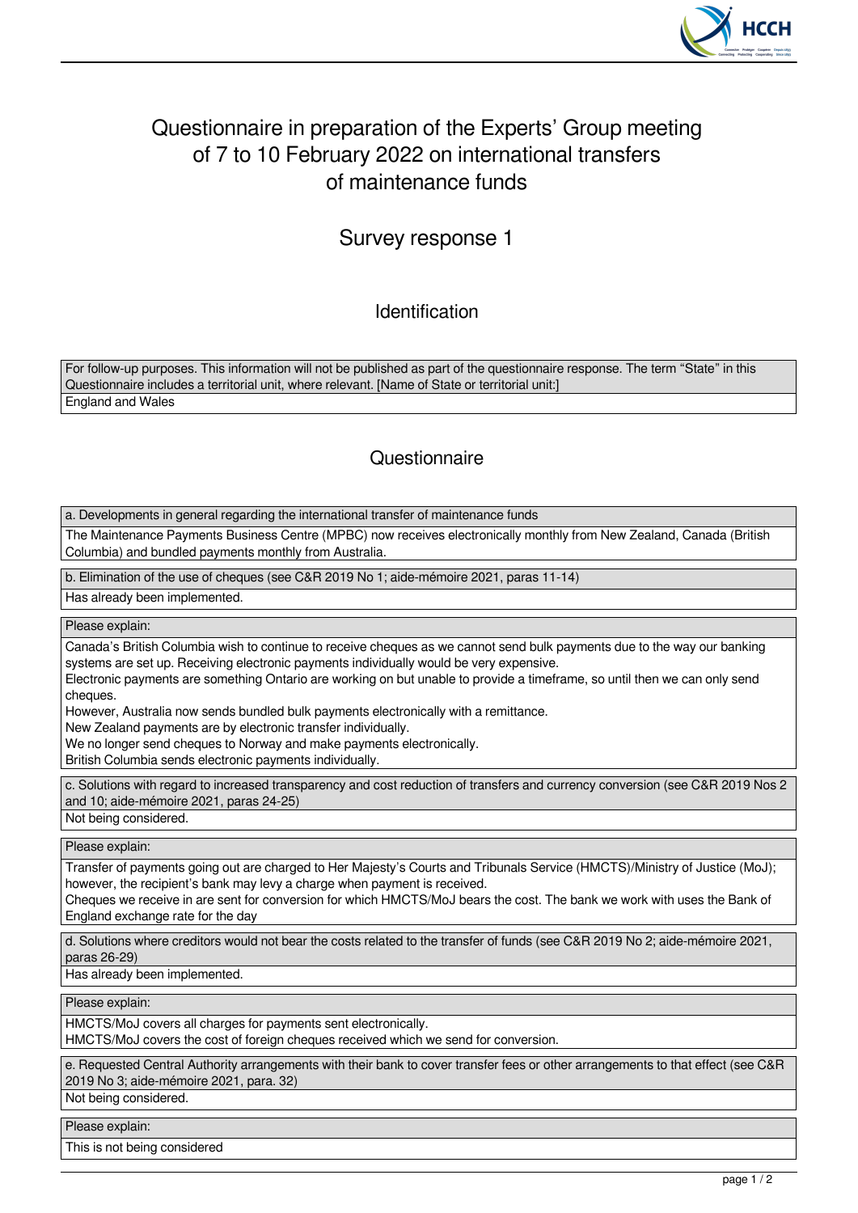# Questionnaire in preparation of the Experts' Group meeting of 7 to 10 February 2022 on international transfers of maintenance funds

## Survey response 1

### Identification

For follow-up purposes. This information will not be published as part of the questionnaire response. The term "State" in this Questionnaire includes a territorial unit, where relevant. [Name of State or territorial unit:]

England and Wales

### Questionnaire

**a. Developments in general regarding the international transfer of maintenance funds**

The Maintenance Payments Business Centre (MPBC) now receives electronically monthly from New Zealand, Canada (British Columbia) and bundled payments monthly from Australia.

**b. Elimination of the use of cheques (see C&R 2019 No 1; aide-mémoire 2021, paras 11-14)**

Has already been implemented.

**Please explain:**

Canada's British Columbia wish to continue to receive cheques as we cannot send bulk payments due to the way our banking systems are set up. Receiving electronic payments individually would be very expensive.
Electronic payments are something Ontario are working on but unable to provide a timeframe, so until then we can only send cheques.
However, Australia now sends bundled bulk payments electronically with a remittance.
New Zealand payments are by electronic transfer individually.
We no longer send cheques to Norway and make payments electronically.
British Columbia sends electronic payments individually.

**c. Solutions with regard to increased transparency and cost reduction of transfers and currency conversion (see C&R 2019 Nos 2 and 10; aide-mémoire 2021, paras 24-25)**

Not being considered.

**Please explain:**

Transfer of payments going out are charged to Her Majesty's Courts and Tribunals Service (HMCTS)/Ministry of Justice (MoJ); however, the recipient's bank may levy a charge when payment is received.
Cheques we receive in are sent for conversion for which HMCTS/MoJ bears the cost. The bank we work with uses the Bank of England exchange rate for the day

**d. Solutions where creditors would not bear the costs related to the transfer of funds (see C&R 2019 No 2; aide-mémoire 2021, paras 26-29)**

Has already been implemented.

**Please explain:**

HMCTS/MoJ covers all charges for payments sent electronically.
HMCTS/MoJ covers the cost of foreign cheques received which we send for conversion.

**e. Requested Central Authority arrangements with their bank to cover transfer fees or other arrangements to that effect (see C&R 2019 No 3; aide-mémoire 2021, para. 32)**

Not being considered.

**Please explain:**

This is not being considered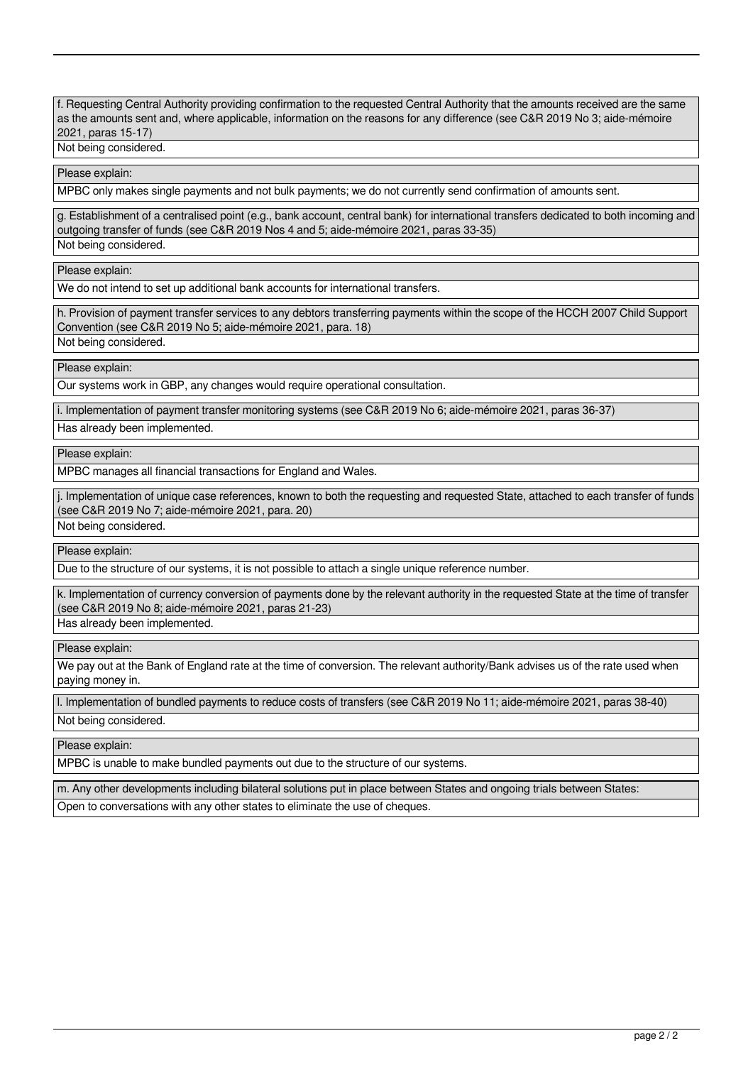f. Requesting Central Authority providing confirmation to the requested Central Authority that the amounts received are the same as the amounts sent and, where applicable, information on the reasons for any difference (see C&R 2019 No 3; aide-mémoire 2021, paras 15-17)

Not being considered.

Please explain:

MPBC only makes single payments and not bulk payments; we do not currently send confirmation of amounts sent.

g. Establishment of a centralised point (e.g., bank account, central bank) for international transfers dedicated to both incoming and outgoing transfer of funds (see C&R 2019 Nos 4 and 5; aide-mémoire 2021, paras 33-35)

Not being considered.

Please explain:

We do not intend to set up additional bank accounts for international transfers.

h. Provision of payment transfer services to any debtors transferring payments within the scope of the HCCH 2007 Child Support Convention (see C&R 2019 No 5; aide-mémoire 2021, para. 18)

Not being considered.

Please explain:

Our systems work in GBP, any changes would require operational consultation.

i. Implementation of payment transfer monitoring systems (see C&R 2019 No 6; aide-mémoire 2021, paras 36-37)

Has already been implemented.

Please explain:

MPBC manages all financial transactions for England and Wales.

j. Implementation of unique case references, known to both the requesting and requested State, attached to each transfer of funds (see C&R 2019 No 7; aide-mémoire 2021, para. 20)

Not being considered.

Please explain:

Due to the structure of our systems, it is not possible to attach a single unique reference number.

k. Implementation of currency conversion of payments done by the relevant authority in the requested State at the time of transfer (see C&R 2019 No 8; aide-mémoire 2021, paras 21-23)

Has already been implemented.

Please explain:

We pay out at the Bank of England rate at the time of conversion. The relevant authority/Bank advises us of the rate used when paying money in.

l. Implementation of bundled payments to reduce costs of transfers (see C&R 2019 No 11; aide-mémoire 2021, paras 38-40)

Not being considered.

Please explain:

MPBC is unable to make bundled payments out due to the structure of our systems.

m. Any other developments including bilateral solutions put in place between States and ongoing trials between States:

Open to conversations with any other states to eliminate the use of cheques.